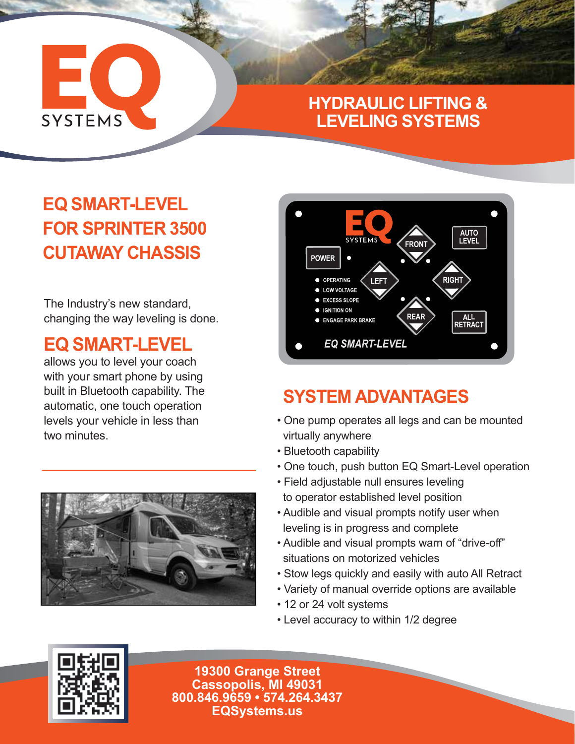# EQ SYSTEMS

## HYDRAULIC LIFTING & LEVELING SYSTEMS

## EQ SMART-LEVEL FOR SPRINTER 3500 CUTAWAY CHASSIS

The Industry's new standard, changing the way leveling is done.

## EQ SMART-LEVEL

allows you to level your coach with your smart phone by using built in Bluetooth capability. The automatic, one touch operation levels your vehicle in less than two minutes.

## SYSTEM ADVANTAGES

- One pump operates all legs and can be mounted virtually anywhere
- Bluetooth capability
- One touch, push button EQ Smart-Level operation
- Field adjustable null ensures leveling to operator established level position
- Audible and visual prompts notify user when leveling is in progress and complete
- Audible and visual prompts warn of "drive-off" situations on motorized vehicles
- Stow legs quickly and easily with auto All Retract
- Variety of manual override options are available
- 12 or 24 volt systems
- Level accuracy to within 1/2 degree

**19300 Grange Street**
**Cassopolis, MI 49031**
**800.846.9659 • 574.264.3437**
**EQSystems.us**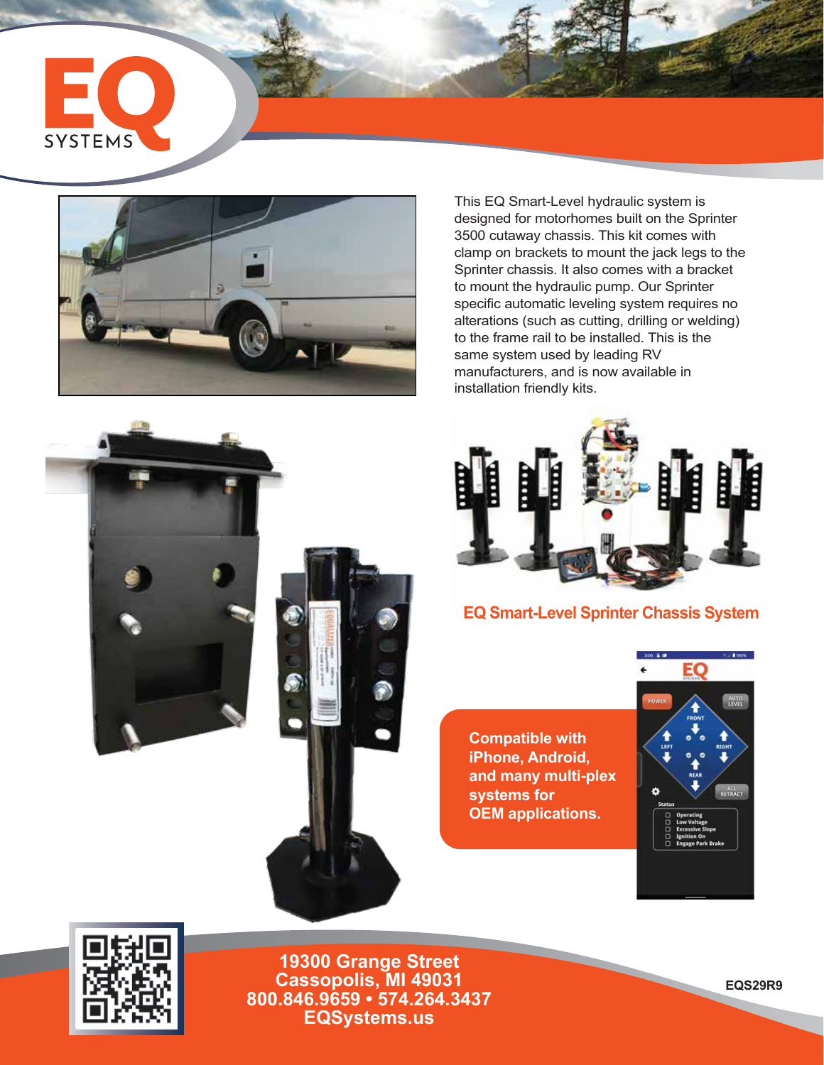# EQ SYSTEMS

This EQ Smart-Level hydraulic system is designed for motorhomes built on the Sprinter 3500 cutaway chassis. This kit comes with clamp on brackets to mount the jack legs to the Sprinter chassis. It also comes with a bracket to mount the hydraulic pump. Our Sprinter specific automatic leveling system requires no alterations (such as cutting, drilling or welding) to the frame rail to be installed. This is the same system used by leading RV manufacturers, and is now available in installation friendly kits.

**EQ Smart-Level Sprinter Chassis System**

**Compatible with iPhone, Android, and many multi-plex systems for OEM applications.**

**19300 Grange Street**
**Cassopolis, MI 49031**
**800.846.9659 • 574.264.3437**
**EQSystems.us**

EQS29R9